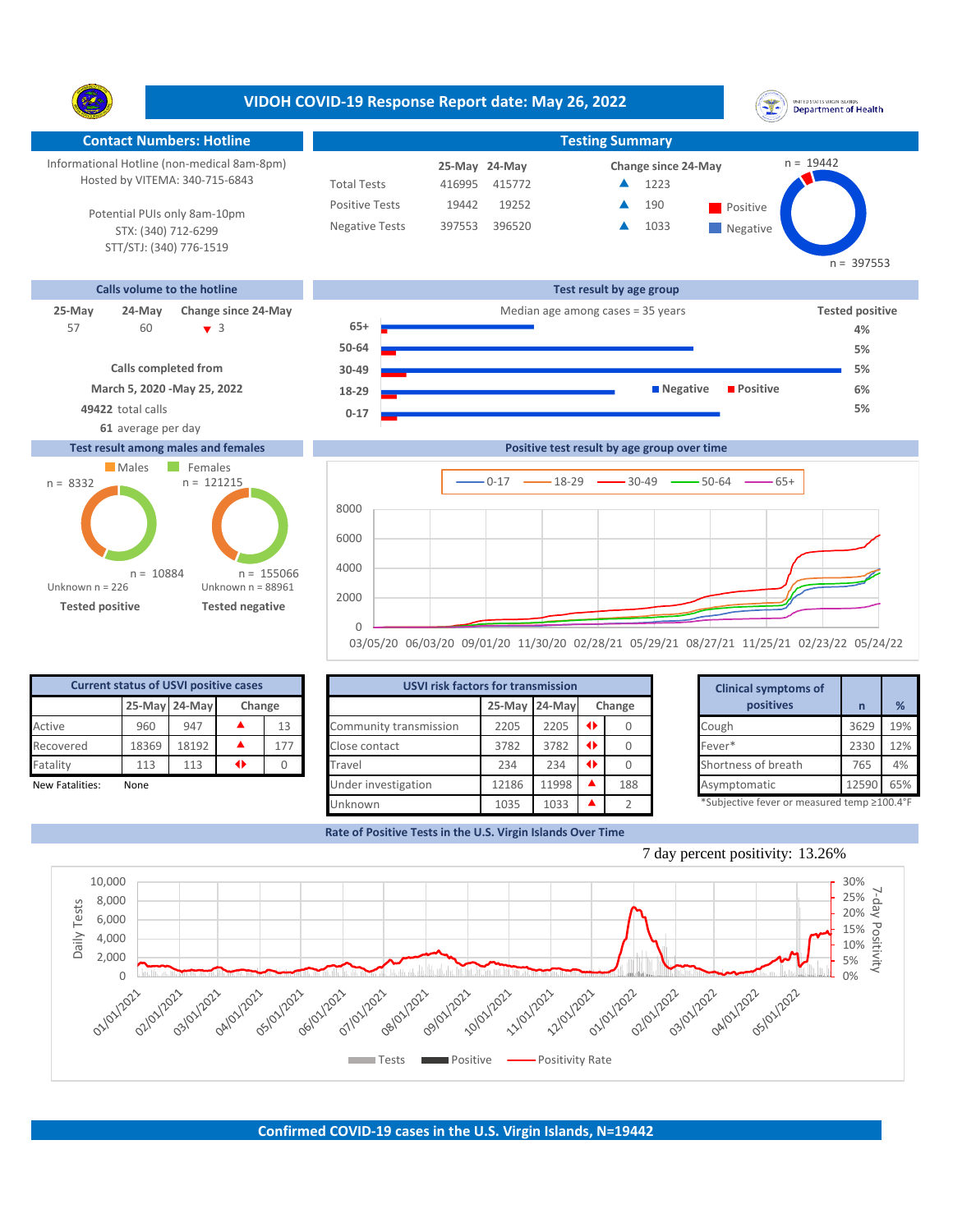# VIDOH COVID-19 Response Report date: May 26, 2022

## Contact Numbers: Hotline

Informational Hotline (non-medical 8am-8pm)
Hosted by VITEMA: 340-715-6843

Potential PUIs only 8am-10pm
STX: (340) 712-6299
STT/STJ: (340) 776-1519

## Testing Summary

| | 25-May | 24-May | Change since 24-May |
|---|---|---|---|
| Total Tests | 416995 | 415772 | ▲ 1223 |
| Positive Tests | 19442 | 19252 | ▲ 190 |
| Negative Tests | 397553 | 396520 | ▲ 1033 |

Positive n = 19442; Negative n = 397553

## Calls volume to the hotline

| 25-May | 24-May | Change since 24-May |
|---|---|---|
| 57 | 60 | ▼ 3 |

Calls completed from
March 5, 2020 -May 25, 2022
**49422** total calls
**61** average per day

## Test result by age group

Median age among cases = 35 years

| Age group | Tested positive |
|---|---|
| 65+ | 4% |
| 50-64 | 5% |
| 30-49 | 5% |
| 18-29 | 6% |
| 0-17 | 5% |

## Test result among males and females

| | Males | Females |
|---|---|---|
| Tested positive | n = 8332 | n = 10884 |
| Tested negative | n = 121215 | n = 155066 |
| Unknown | Unknown n = 226 | Unknown n = 88961 |

## Positive test result by age group over time

Series: 0-17, 18-29, 30-49, 50-64, 65+ (03/05/20 – 05/24/22)

## Current status of USVI positive cases

| | 25-May | 24-May | Change | |
|---|---|---|---|---|
| Active | 960 | 947 | ▲ | 13 |
| Recovered | 18369 | 18192 | ▲ | 177 |
| Fatality | 113 | 113 | ◆ | 0 |

New Fatalities: None

## USVI risk factors for transmission

| | 25-May | 24-May | Change | |
|---|---|---|---|---|
| Community transmission | 2205 | 2205 | ◆ | 0 |
| Close contact | 3782 | 3782 | ◆ | 0 |
| Travel | 234 | 234 | ◆ | 0 |
| Under investigation | 12186 | 11998 | ▲ | 188 |
| Unknown | 1035 | 1033 | ▲ | 2 |

## Clinical symptoms of positives

| | n | % |
|---|---|---|
| Cough | 3629 | 19% |
| Fever* | 2330 | 12% |
| Shortness of breath | 765 | 4% |
| Asymptomatic | 12590 | 65% |

*Subjective fever or measured temp ≥100.4°F

## Rate of Positive Tests in the U.S. Virgin Islands Over Time

7 day percent positivity: 13.26%

Legend: Tests, Positive, Positivity Rate

## Confirmed COVID-19 cases in the U.S. Virgin Islands, N=19442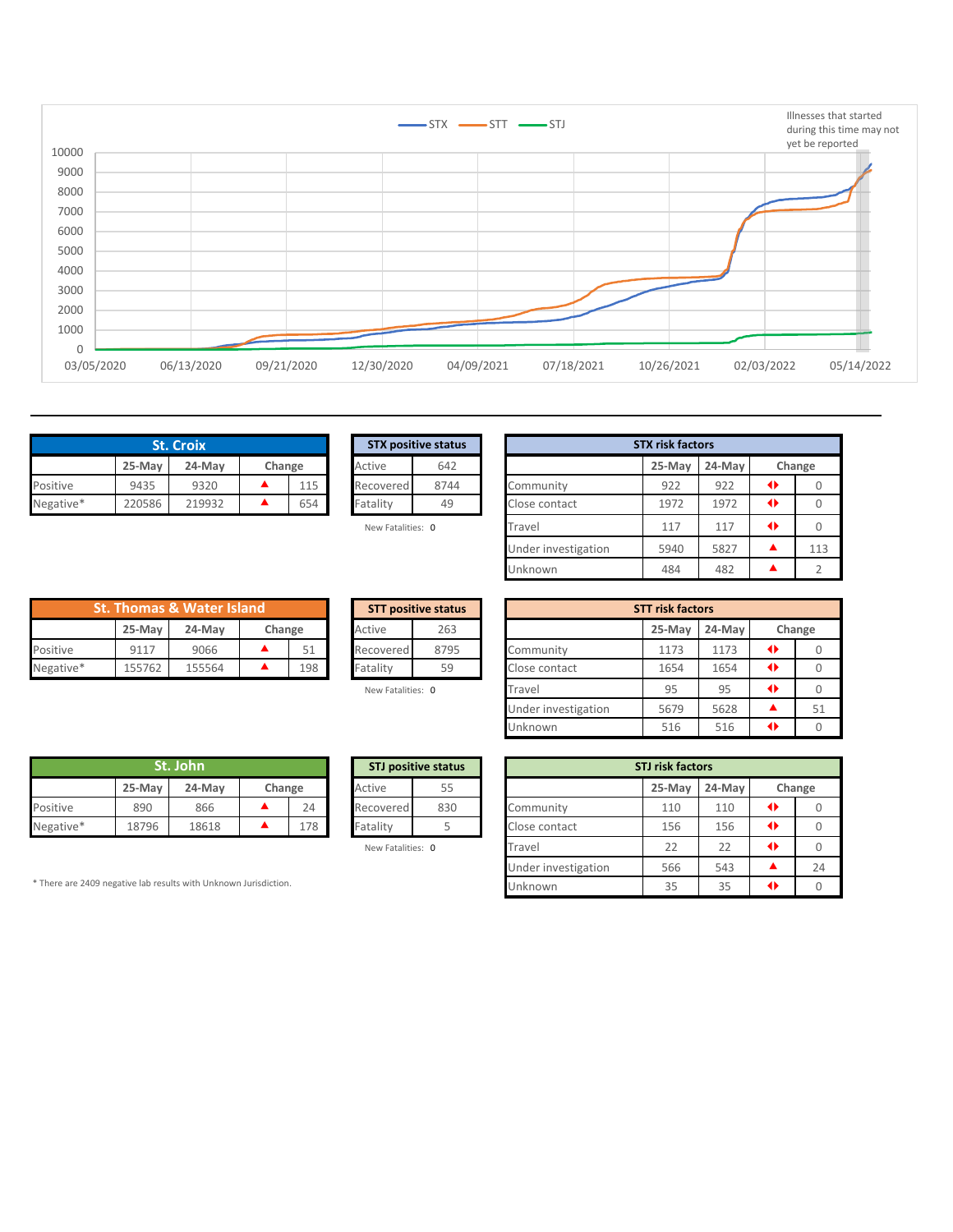STX STT STJ

Illnesses that started during this time may not yet be reported

10000
9000
8000
7000
6000
5000
4000
3000
2000
1000
0

03/05/2020 06/13/2020 09/21/2020 12/30/2020 04/09/2021 07/18/2021 10/26/2021 02/03/2022 05/14/2022

| St. Croix | 25-May | 24-May | Change | |
|---|---|---|---|---|
| Positive | 9435 | 9320 | ▲ | 115 |
| Negative* | 220586 | 219932 | ▲ | 654 |

| STX positive status | |
|---|---|
| Active | 642 |
| Recovered | 8744 |
| Fatality | 49 |

New Fatalities: 0

| STX risk factors | 25-May | 24-May | Change | |
|---|---|---|---|---|
| Community | 922 | 922 | ◆ | 0 |
| Close contact | 1972 | 1972 | ◆ | 0 |
| Travel | 117 | 117 | ◆ | 0 |
| Under investigation | 5940 | 5827 | ▲ | 113 |
| Unknown | 484 | 482 | ▲ | 2 |

| St. Thomas & Water Island | 25-May | 24-May | Change | |
|---|---|---|---|---|
| Positive | 9117 | 9066 | ▲ | 51 |
| Negative* | 155762 | 155564 | ▲ | 198 |

| STT positive status | |
|---|---|
| Active | 263 |
| Recovered | 8795 |
| Fatality | 59 |

New Fatalities: 0

| STT risk factors | 25-May | 24-May | Change | |
|---|---|---|---|---|
| Community | 1173 | 1173 | ◆ | 0 |
| Close contact | 1654 | 1654 | ◆ | 0 |
| Travel | 95 | 95 | ◆ | 0 |
| Under investigation | 5679 | 5628 | ▲ | 51 |
| Unknown | 516 | 516 | ◆ | 0 |

| St. John | 25-May | 24-May | Change | |
|---|---|---|---|---|
| Positive | 890 | 866 | ▲ | 24 |
| Negative* | 18796 | 18618 | ▲ | 178 |

| STJ positive status | |
|---|---|
| Active | 55 |
| Recovered | 830 |
| Fatality | 5 |

New Fatalities: 0

| STJ risk factors | 25-May | 24-May | Change | |
|---|---|---|---|---|
| Community | 110 | 110 | ◆ | 0 |
| Close contact | 156 | 156 | ◆ | 0 |
| Travel | 22 | 22 | ◆ | 0 |
| Under investigation | 566 | 543 | ▲ | 24 |
| Unknown | 35 | 35 | ◆ | 0 |

* There are 2409 negative lab results with Unknown Jurisdiction.